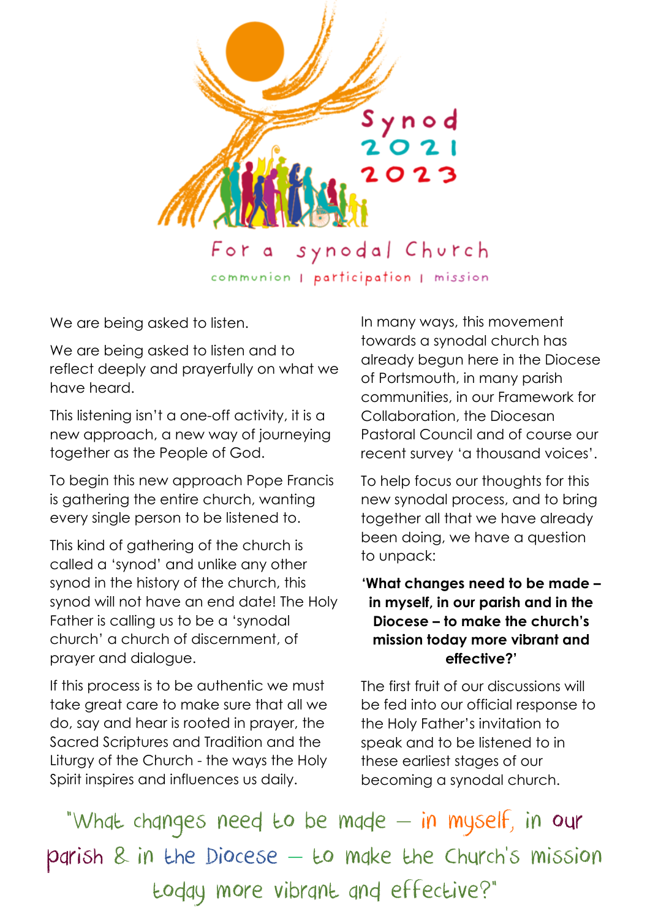# Synod 2021 2023

## For a synodal Church

communion | participation | mission

We are being asked to listen.

We are being asked to listen and to reflect deeply and prayerfully on what we have heard.

This listening isn't a one-off activity, it is a new approach, a new way of journeying together as the People of God.

To begin this new approach Pope Francis is gathering the entire church, wanting every single person to be listened to.

This kind of gathering of the church is called a 'synod' and unlike any other synod in the history of the church, this synod will not have an end date! The Holy Father is calling us to be a 'synodal church' a church of discernment, of prayer and dialogue.

If this process is to be authentic we must take great care to make sure that all we do, say and hear is rooted in prayer, the Sacred Scriptures and Tradition and the Liturgy of the Church - the ways the Holy Spirit inspires and influences us daily.

In many ways, this movement towards a synodal church has already begun here in the Diocese of Portsmouth, in many parish communities, in our Framework for Collaboration, the Diocesan Pastoral Council and of course our recent survey 'a thousand voices'.

To help focus our thoughts for this new synodal process, and to bring together all that we have already been doing, we have a question to unpack:

**'What changes need to be made – in myself, in our parish and in the Diocese – to make the church's mission today more vibrant and effective?'**

The first fruit of our discussions will be fed into our official response to the Holy Father's invitation to speak and to be listened to in these earliest stages of our becoming a synodal church.

"What changes need to be made – in myself, in our parish & in the Diocese – to make the Church's mission today more vibrant and effective?"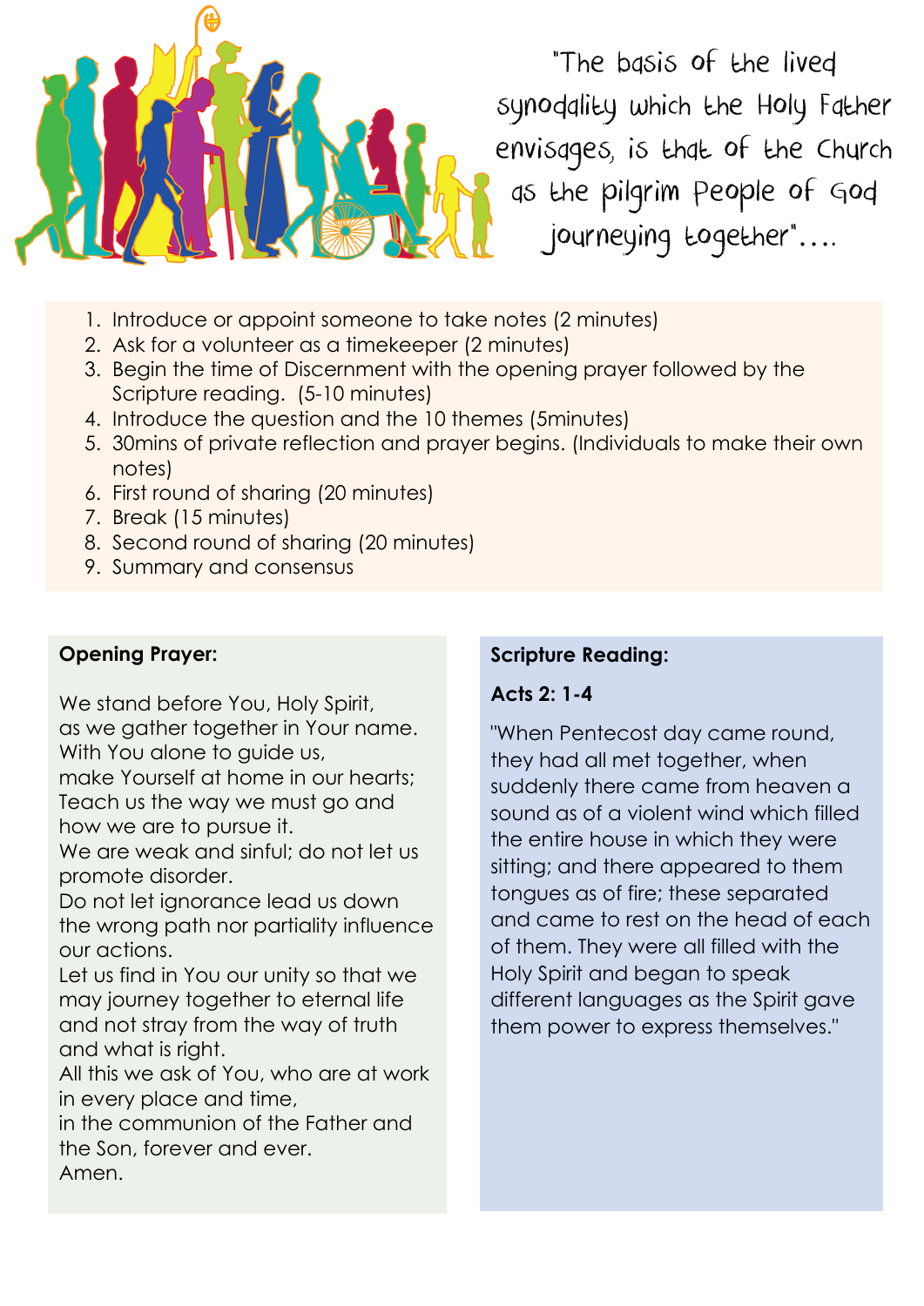"The basis of the lived synodality which the Holy Father envisages, is that of the Church as the pilgrim People of God journeying together"....

1. Introduce or appoint someone to take notes (2 minutes)
2. Ask for a volunteer as a timekeeper (2 minutes)
3. Begin the time of Discernment with the opening prayer followed by the Scripture reading. (5-10 minutes)
4. Introduce the question and the 10 themes (5minutes)
5. 30mins of private reflection and prayer begins. (Individuals to make their own notes)
6. First round of sharing (20 minutes)
7. Break (15 minutes)
8. Second round of sharing (20 minutes)
9. Summary and consensus

**Opening Prayer:**

We stand before You, Holy Spirit,
as we gather together in Your name.
With You alone to guide us,
make Yourself at home in our hearts;
Teach us the way we must go and how we are to pursue it.
We are weak and sinful; do not let us promote disorder.
Do not let ignorance lead us down the wrong path nor partiality influence our actions.
Let us find in You our unity so that we may journey together to eternal life and not stray from the way of truth and what is right.
All this we ask of You, who are at work in every place and time,
in the communion of the Father and the Son, forever and ever.
Amen.

**Scripture Reading:**

**Acts 2: 1-4**

"When Pentecost day came round, they had all met together, when suddenly there came from heaven a sound as of a violent wind which filled the entire house in which they were sitting; and there appeared to them tongues as of fire; these separated and came to rest on the head of each of them. They were all filled with the Holy Spirit and began to speak different languages as the Spirit gave them power to express themselves."